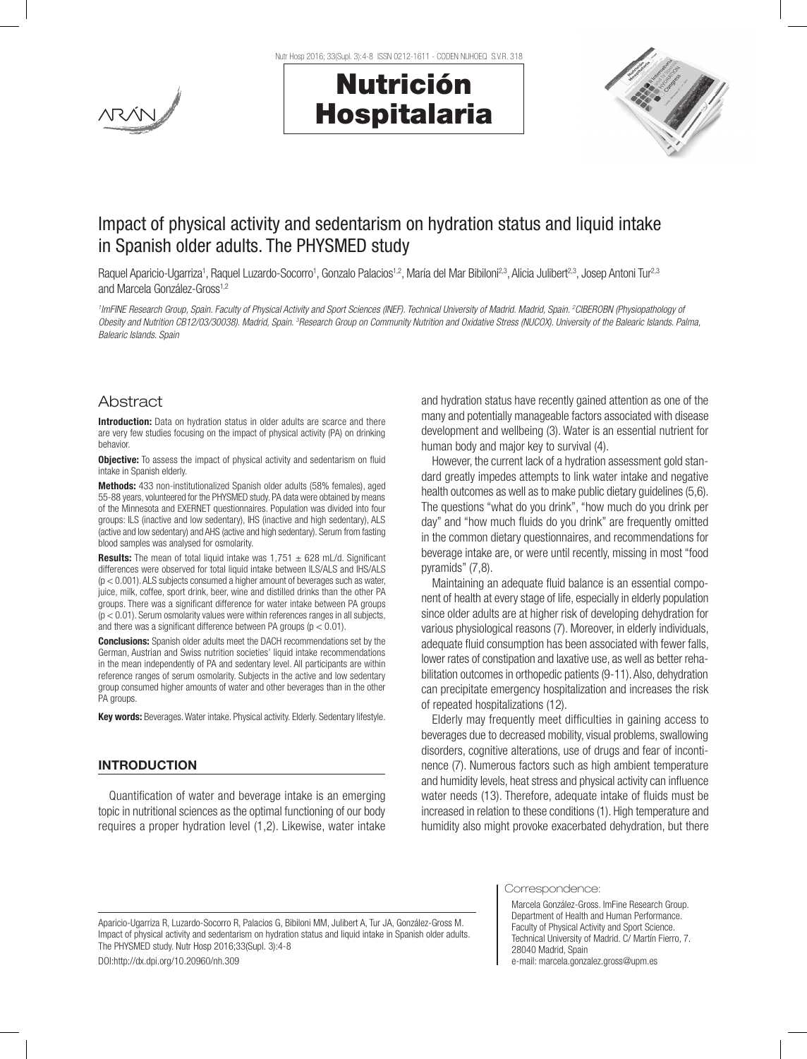# Impact of physical activity and sedentarism on hydration status and liquid intake in Spanish older adults. The PHYSMED study

Raquel Aparicio-Ugarriza[1], Raquel Luzardo-Socorro[1], Gonzalo Palacios[1,2], María del Mar Bibiloni[2,3], Alicia Julibert[2,3], Josep Antoni Tur[2,3] and Marcela González-Gross[1,2]

[1]ImFINE Research Group, Spain. Faculty of Physical Activity and Sport Sciences (INEF). Technical University of Madrid. Madrid, Spain. [2]CIBEROBN (Physiopathology of Obesity and Nutrition CB12/03/30038). Madrid, Spain. [3]Research Group on Community Nutrition and Oxidative Stress (NUCOX). University of the Balearic Islands. Palma, Balearic Islands. Spain

## Abstract

**Introduction:** Data on hydration status in older adults are scarce and there are very few studies focusing on the impact of physical activity (PA) on drinking behavior.

**Objective:** To assess the impact of physical activity and sedentarism on fluid intake in Spanish elderly.

**Methods:** 433 non-institutionalized Spanish older adults (58% females), aged 55-88 years, volunteered for the PHYSMED study. PA data were obtained by means of the Minnesota and EXERNET questionnaires. Population was divided into four groups: ILS (inactive and low sedentary), IHS (inactive and high sedentary), ALS (active and low sedentary) and AHS (active and high sedentary). Serum from fasting blood samples was analysed for osmolarity.

**Results:** The mean of total liquid intake was 1,751 ± 628 mL/d. Significant differences were observed for total liquid intake between ILS/ALS and IHS/ALS ($p < 0.001$). ALS subjects consumed a higher amount of beverages such as water, juice, milk, coffee, sport drink, beer, wine and distilled drinks than the other PA groups. There was a significant difference for water intake between PA groups ($p < 0.01$). Serum osmolarity values were within references ranges in all subjects, and there was a significant difference between PA groups ($p < 0.01$).

**Conclusions:** Spanish older adults meet the DACH recommendations set by the German, Austrian and Swiss nutrition societies' liquid intake recommendations in the mean independently of PA and sedentary level. All participants are within reference ranges of serum osmolarity. Subjects in the active and low sedentary group consumed higher amounts of water and other beverages than in the other PA groups.

**Key words:** Beverages. Water intake. Physical activity. Elderly. Sedentary lifestyle.

## INTRODUCTION

Quantification of water and beverage intake is an emerging topic in nutritional sciences as the optimal functioning of our body requires a proper hydration level (1,2). Likewise, water intake and hydration status have recently gained attention as one of the many and potentially manageable factors associated with disease development and wellbeing (3). Water is an essential nutrient for human body and major key to survival (4).

However, the current lack of a hydration assessment gold standard greatly impedes attempts to link water intake and negative health outcomes as well as to make public dietary guidelines (5,6). The questions "what do you drink", "how much do you drink per day" and "how much fluids do you drink" are frequently omitted in the common dietary questionnaires, and recommendations for beverage intake are, or were until recently, missing in most "food pyramids" (7,8).

Maintaining an adequate fluid balance is an essential component of health at every stage of life, especially in elderly population since older adults are at higher risk of developing dehydration for various physiological reasons (7). Moreover, in elderly individuals, adequate fluid consumption has been associated with fewer falls, lower rates of constipation and laxative use, as well as better rehabilitation outcomes in orthopedic patients (9-11). Also, dehydration can precipitate emergency hospitalization and increases the risk of repeated hospitalizations (12).

Elderly may frequently meet difficulties in gaining access to beverages due to decreased mobility, visual problems, swallowing disorders, cognitive alterations, use of drugs and fear of incontinence (7). Numerous factors such as high ambient temperature and humidity levels, heat stress and physical activity can influence water needs (13). Therefore, adequate intake of fluids must be increased in relation to these conditions (1). High temperature and humidity also might provoke exacerbated dehydration, but there

Aparicio-Ugarriza R, Luzardo-Socorro R, Palacios G, Bibiloni MM, Julibert A, Tur JA, González-Gross M. Impact of physical activity and sedentarism on hydration status and liquid intake in Spanish older adults. The PHYSMED study. Nutr Hosp 2016;33(Supl. 3):4-8

DOI:http://dx.dpi.org/10.20960/nh.309

Correspondence:

Marcela González-Gross. ImFine Research Group. Department of Health and Human Performance. Faculty of Physical Activity and Sport Science. Technical University of Madrid. C/ Martín Fierro, 7. 28040 Madrid, Spain
e-mail: marcela.gonzalez.gross@upm.es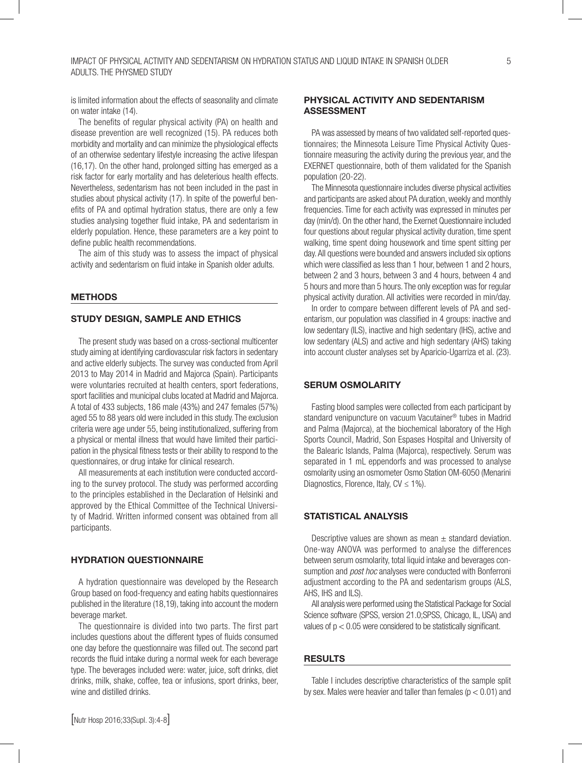is limited information about the effects of seasonality and climate on water intake (14).

The benefits of regular physical activity (PA) on health and disease prevention are well recognized (15). PA reduces both morbidity and mortality and can minimize the physiological effects of an otherwise sedentary lifestyle increasing the active lifespan (16,17). On the other hand, prolonged sitting has emerged as a risk factor for early mortality and has deleterious health effects. Nevertheless, sedentarism has not been included in the past in studies about physical activity (17). In spite of the powerful benefits of PA and optimal hydration status, there are only a few studies analysing together fluid intake, PA and sedentarism in elderly population. Hence, these parameters are a key point to define public health recommendations.

The aim of this study was to assess the impact of physical activity and sedentarism on fluid intake in Spanish older adults.

## METHODS

### STUDY DESIGN, SAMPLE AND ETHICS

The present study was based on a cross-sectional multicenter study aiming at identifying cardiovascular risk factors in sedentary and active elderly subjects. The survey was conducted from April 2013 to May 2014 in Madrid and Majorca (Spain). Participants were voluntaries recruited at health centers, sport federations, sport facilities and municipal clubs located at Madrid and Majorca. A total of 433 subjects, 186 male (43%) and 247 females (57%) aged 55 to 88 years old were included in this study. The exclusion criteria were age under 55, being institutionalized, suffering from a physical or mental illness that would have limited their participation in the physical fitness tests or their ability to respond to the questionnaires, or drug intake for clinical research.

All measurements at each institution were conducted according to the survey protocol. The study was performed according to the principles established in the Declaration of Helsinki and approved by the Ethical Committee of the Technical University of Madrid. Written informed consent was obtained from all participants.

### HYDRATION QUESTIONNAIRE

A hydration questionnaire was developed by the Research Group based on food-frequency and eating habits questionnaires published in the literature (18,19), taking into account the modern beverage market.

The questionnaire is divided into two parts. The first part includes questions about the different types of fluids consumed one day before the questionnaire was filled out. The second part records the fluid intake during a normal week for each beverage type. The beverages included were: water, juice, soft drinks, diet drinks, milk, shake, coffee, tea or infusions, sport drinks, beer, wine and distilled drinks.

### PHYSICAL ACTIVITY AND SEDENTARISM ASSESSMENT

PA was assessed by means of two validated self-reported questionnaires; the Minnesota Leisure Time Physical Activity Questionnaire measuring the activity during the previous year, and the EXERNET questionnaire, both of them validated for the Spanish population (20-22).

The Minnesota questionnaire includes diverse physical activities and participants are asked about PA duration, weekly and monthly frequencies. Time for each activity was expressed in minutes per day (min/d). On the other hand, the Exernet Questionnaire included four questions about regular physical activity duration, time spent walking, time spent doing housework and time spent sitting per day. All questions were bounded and answers included six options which were classified as less than 1 hour, between 1 and 2 hours, between 2 and 3 hours, between 3 and 4 hours, between 4 and 5 hours and more than 5 hours. The only exception was for regular physical activity duration. All activities were recorded in min/day.

In order to compare between different levels of PA and sedentarism, our population was classified in 4 groups: inactive and low sedentary (ILS), inactive and high sedentary (IHS), active and low sedentary (ALS) and active and high sedentary (AHS) taking into account cluster analyses set by Aparicio-Ugarriza et al. (23).

### SERUM OSMOLARITY

Fasting blood samples were collected from each participant by standard venipuncture on vacuum Vacutainer® tubes in Madrid and Palma (Majorca), at the biochemical laboratory of the High Sports Council, Madrid, Son Espases Hospital and University of the Balearic Islands, Palma (Majorca), respectively. Serum was separated in 1 mL eppendorfs and was processed to analyse osmolarity using an osmometer Osmo Station OM-6050 (Menarini Diagnostics, Florence, Italy, CV $\leq$ 1%).

### STATISTICAL ANALYSIS

Descriptive values are shown as mean $\pm$ standard deviation. One-way ANOVA was performed to analyse the differences between serum osmolarity, total liquid intake and beverages consumption and *post hoc* analyses were conducted with Bonferroni adjustment according to the PA and sedentarism groups (ALS, AHS, IHS and ILS).

All analysis were performed using the Statistical Package for Social Science software (SPSS, version 21.0;SPSS, Chicago, IL, USA) and values of $p < 0.05$ were considered to be statistically significant.

## RESULTS

Table I includes descriptive characteristics of the sample split by sex. Males were heavier and taller than females ($p < 0.01$) and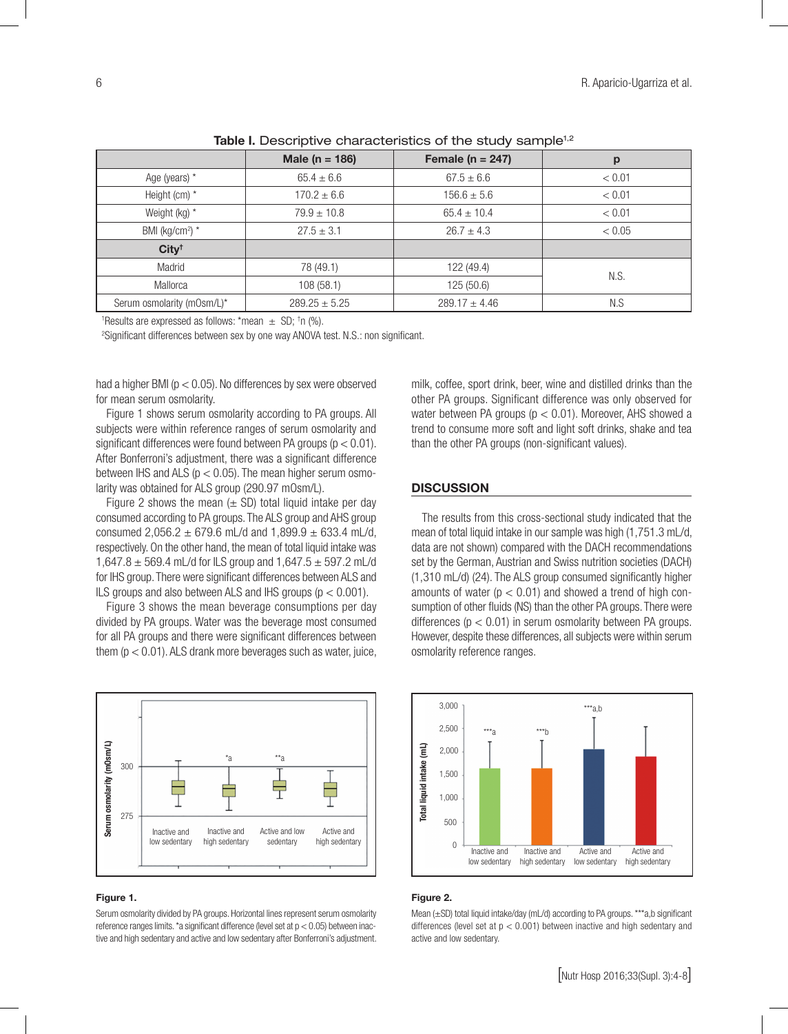**Table I.** Descriptive characteristics of the study sample[1,2]

| | Male (n = 186) | Female (n = 247) | p |
|---|---|---|---|
| Age (years) * | 65.4 ± 6.6 | 67.5 ± 6.6 | < 0.01 |
| Height (cm) * | 170.2 ± 6.6 | 156.6 ± 5.6 | < 0.01 |
| Weight (kg) * | 79.9 ± 10.8 | 65.4 ± 10.4 | < 0.01 |
| BMI (kg/cm$^2$) * | 27.5 ± 3.1 | 26.7 ± 4.3 | < 0.05 |
| **City**† | | | |
| Madrid | 78 (49.1) | 122 (49.4) | N.S. |
| Mallorca | 108 (58.1) | 125 (50.6) | |
| Serum osmolarity (mOsm/L)* | 289.25 ± 5.25 | 289.17 ± 4.46 | N.S |

[1]Results are expressed as follows: *mean ± SD; †n (%).

[2]Significant differences between sex by one way ANOVA test. N.S.: non significant.

had a higher BMI ($p < 0.05$). No differences by sex were observed for mean serum osmolarity.

Figure 1 shows serum osmolarity according to PA groups. All subjects were within reference ranges of serum osmolarity and significant differences were found between PA groups ($p < 0.01$). After Bonferroni's adjustment, there was a significant difference between IHS and ALS ($p < 0.05$). The mean higher serum osmolarity was obtained for ALS group (290.97 mOsm/L).

Figure 2 shows the mean (± SD) total liquid intake per day consumed according to PA groups. The ALS group and AHS group consumed 2,056.2 ± 679.6 mL/d and 1,899.9 ± 633.4 mL/d, respectively. On the other hand, the mean of total liquid intake was 1,647.8 ± 569.4 mL/d for ILS group and 1,647.5 ± 597.2 mL/d for IHS group. There were significant differences between ALS and ILS groups and also between ALS and IHS groups ($p < 0.001$).

Figure 3 shows the mean beverage consumptions per day divided by PA groups. Water was the beverage most consumed for all PA groups and there were significant differences between them ($p < 0.01$). ALS drank more beverages such as water, juice, milk, coffee, sport drink, beer, wine and distilled drinks than the other PA groups. Significant difference was only observed for water between PA groups ($p < 0.01$). Moreover, AHS showed a trend to consume more soft and light soft drinks, shake and tea than the other PA groups (non-significant values).

## DISCUSSION

The results from this cross-sectional study indicated that the mean of total liquid intake in our sample was high (1,751.3 mL/d, data are not shown) compared with the DACH recommendations set by the German, Austrian and Swiss nutrition societies (DACH) (1,310 mL/d) (24). The ALS group consumed significantly higher amounts of water ($p < 0.01$) and showed a trend of high consumption of other fluids (NS) than the other PA groups. There were differences ($p < 0.01$) in serum osmolarity between PA groups. However, despite these differences, all subjects were within serum osmolarity reference ranges.

**Figure 1.**

Serum osmolarity divided by PA groups. Horizontal lines represent serum osmolarity reference ranges limits. *a significant difference (level set at $p < 0.05$) between inactive and high sedentary and active and low sedentary after Bonferroni's adjustment.

**Figure 2.**

Mean (±SD) total liquid intake/day (mL/d) according to PA groups. ***a,b significant differences (level set at $p < 0.001$) between inactive and high sedentary and active and low sedentary.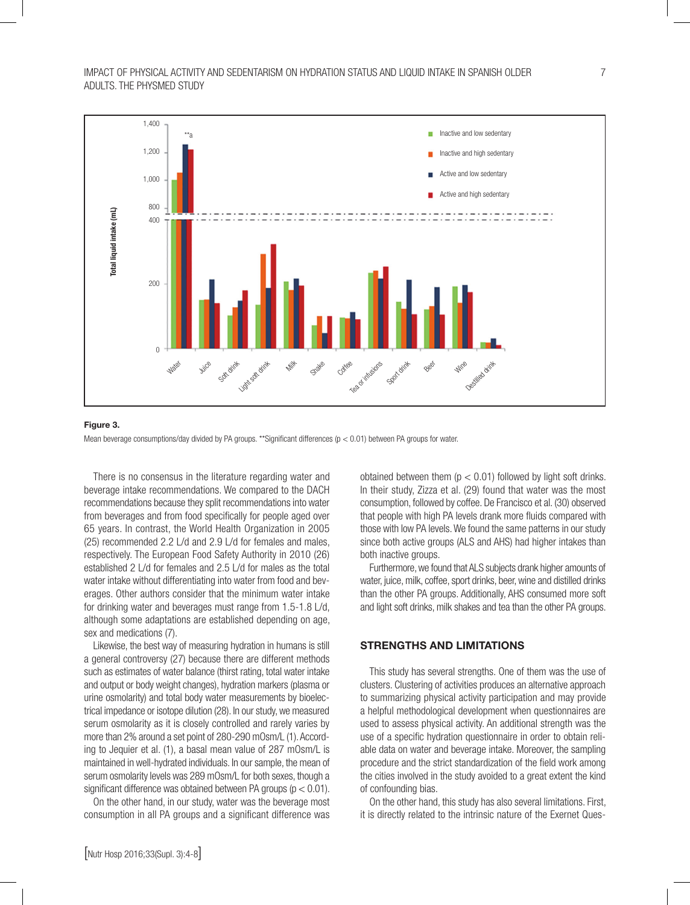**Figure 3.**

Mean beverage consumptions/day divided by PA groups. **Significant differences ($p < 0.01$) between PA groups for water.

There is no consensus in the literature regarding water and beverage intake recommendations. We compared to the DACH recommendations because they split recommendations into water from beverages and from food specifically for people aged over 65 years. In contrast, the World Health Organization in 2005 (25) recommended 2.2 L/d and 2.9 L/d for females and males, respectively. The European Food Safety Authority in 2010 (26) established 2 L/d for females and 2.5 L/d for males as the total water intake without differentiating into water from food and beverages. Other authors consider that the minimum water intake for drinking water and beverages must range from 1.5-1.8 L/d, although some adaptations are established depending on age, sex and medications (7).

Likewise, the best way of measuring hydration in humans is still a general controversy (27) because there are different methods such as estimates of water balance (thirst rating, total water intake and output or body weight changes), hydration markers (plasma or urine osmolarity) and total body water measurements by bioelectrical impedance or isotope dilution (28). In our study, we measured serum osmolarity as it is closely controlled and rarely varies by more than 2% around a set point of 280-290 mOsm/L (1). According to Jequier et al. (1), a basal mean value of 287 mOsm/L is maintained in well-hydrated individuals. In our sample, the mean of serum osmolarity levels was 289 mOsm/L for both sexes, though a significant difference was obtained between PA groups ($p < 0.01$).

On the other hand, in our study, water was the beverage most consumption in all PA groups and a significant difference was obtained between them ($p < 0.01$) followed by light soft drinks. In their study, Zizza et al. (29) found that water was the most consumption, followed by coffee. De Francisco et al. (30) observed that people with high PA levels drank more fluids compared with those with low PA levels. We found the same patterns in our study since both active groups (ALS and AHS) had higher intakes than both inactive groups.

Furthermore, we found that ALS subjects drank higher amounts of water, juice, milk, coffee, sport drinks, beer, wine and distilled drinks than the other PA groups. Additionally, AHS consumed more soft and light soft drinks, milk shakes and tea than the other PA groups.

## STRENGTHS AND LIMITATIONS

This study has several strengths. One of them was the use of clusters. Clustering of activities produces an alternative approach to summarizing physical activity participation and may provide a helpful methodological development when questionnaires are used to assess physical activity. An additional strength was the use of a specific hydration questionnaire in order to obtain reliable data on water and beverage intake. Moreover, the sampling procedure and the strict standardization of the field work among the cities involved in the study avoided to a great extent the kind of confounding bias.

On the other hand, this study has also several limitations. First, it is directly related to the intrinsic nature of the Exernet Ques-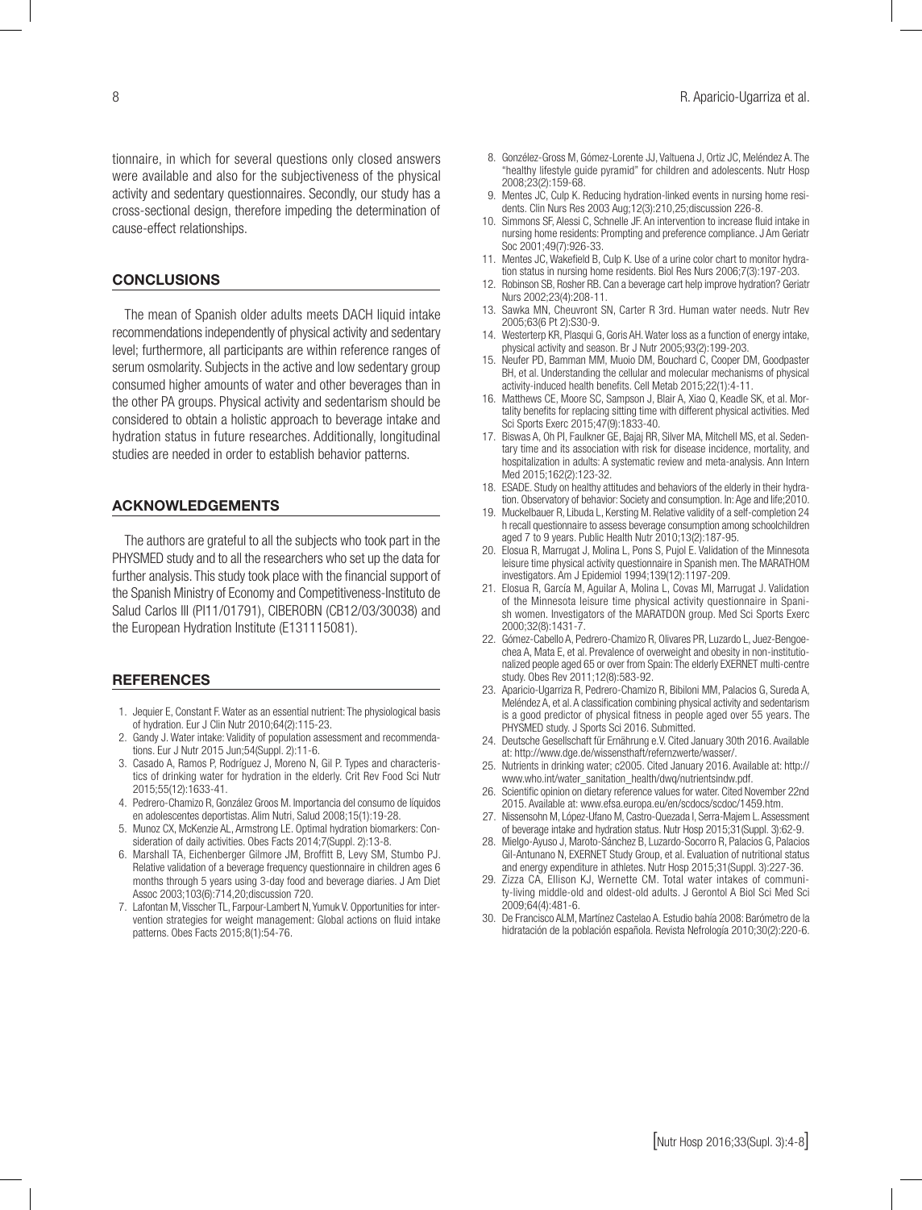tionnaire, in which for several questions only closed answers were available and also for the subjectiveness of the physical activity and sedentary questionnaires. Secondly, our study has a cross-sectional design, therefore impeding the determination of cause-effect relationships.

## CONCLUSIONS

The mean of Spanish older adults meets DACH liquid intake recommendations independently of physical activity and sedentary level; furthermore, all participants are within reference ranges of serum osmolarity. Subjects in the active and low sedentary group consumed higher amounts of water and other beverages than in the other PA groups. Physical activity and sedentarism should be considered to obtain a holistic approach to beverage intake and hydration status in future researches. Additionally, longitudinal studies are needed in order to establish behavior patterns.

## ACKNOWLEDGEMENTS

The authors are grateful to all the subjects who took part in the PHYSMED study and to all the researchers who set up the data for further analysis. This study took place with the financial support of the Spanish Ministry of Economy and Competitiveness-Instituto de Salud Carlos III (PI11/01791), CIBEROBN (CB12/03/30038) and the European Hydration Institute (E131115081).

## REFERENCES

1. Jequier E, Constant F. Water as an essential nutrient: The physiological basis of hydration. Eur J Clin Nutr 2010;64(2):115-23.
2. Gandy J. Water intake: Validity of population assessment and recommendations. Eur J Nutr 2015 Jun;54(Suppl. 2):11-6.
3. Casado A, Ramos P, Rodríguez J, Moreno N, Gil P. Types and characteristics of drinking water for hydration in the elderly. Crit Rev Food Sci Nutr 2015;55(12):1633-41.
4. Pedrero-Chamizo R, González Groos M. Importancia del consumo de líquidos en adolescentes deportistas. Alim Nutri, Salud 2008;15(1):19-28.
5. Munoz CX, McKenzie AL, Armstrong LE. Optimal hydration biomarkers: Consideration of daily activities. Obes Facts 2014;7(Suppl. 2):13-8.
6. Marshall TA, Eichenberger Gilmore JM, Broffitt B, Levy SM, Stumbo PJ. Relative validation of a beverage frequency questionnaire in children ages 6 months through 5 years using 3-day food and beverage diaries. J Am Diet Assoc 2003;103(6):714,20;discussion 720.
7. Lafontan M, Visscher TL, Farpour-Lambert N, Yumuk V. Opportunities for intervention strategies for weight management: Global actions on fluid intake patterns. Obes Facts 2015;8(1):54-76.
8. González-Gross M, Gómez-Lorente JJ, Valtuena J, Ortiz JC, Meléndez A. The "healthy lifestyle guide pyramid" for children and adolescents. Nutr Hosp 2008;23(2):159-68.
9. Mentes JC, Culp K. Reducing hydration-linked events in nursing home residents. Clin Nurs Res 2003 Aug;12(3):210,25;discussion 226-8.
10. Simmons SF, Alessi C, Schnelle JF. An intervention to increase fluid intake in nursing home residents: Prompting and preference compliance. J Am Geriatr Soc 2001;49(7):926-33.
11. Mentes JC, Wakefield B, Culp K. Use of a urine color chart to monitor hydration status in nursing home residents. Biol Res Nurs 2006;7(3):197-203.
12. Robinson SB, Rosher RB. Can a beverage cart help improve hydration? Geriatr Nurs 2002;23(4):208-11.
13. Sawka MN, Cheuvront SN, Carter R 3rd. Human water needs. Nutr Rev 2005;63(6 Pt 2):S30-9.
14. Westerterp KR, Plasqui G, Goris AH. Water loss as a function of energy intake, physical activity and season. Br J Nutr 2005;93(2):199-203.
15. Neufer PD, Bamman MM, Muoio DM, Bouchard C, Cooper DM, Goodpaster BH, et al. Understanding the cellular and molecular mechanisms of physical activity-induced health benefits. Cell Metab 2015;22(1):4-11.
16. Matthews CE, Moore SC, Sampson J, Blair A, Xiao Q, Keadle SK, et al. Mortality benefits for replacing sitting time with different physical activities. Med Sci Sports Exerc 2015;47(9):1833-40.
17. Biswas A, Oh PI, Faulkner GE, Bajaj RR, Silver MA, Mitchell MS, et al. Sedentary time and its association with risk for disease incidence, mortality, and hospitalization in adults: A systematic review and meta-analysis. Ann Intern Med 2015;162(2):123-32.
18. ESADE. Study on healthy attitudes and behaviors of the elderly in their hydration. Observatory of behavior: Society and consumption. In: Age and life;2010.
19. Muckelbauer R, Libuda L, Kersting M. Relative validity of a self-completion 24 h recall questionnaire to assess beverage consumption among schoolchildren aged 7 to 9 years. Public Health Nutr 2010;13(2):187-95.
20. Elosua R, Marrugat J, Molina L, Pons S, Pujol E. Validation of the Minnesota leisure time physical activity questionnaire in Spanish men. The MARATHOM investigators. Am J Epidemiol 1994;139(12):1197-209.
21. Elosua R, García M, Aguilar A, Molina L, Covas MI, Marrugat J. Validation of the Minnesota leisure time physical activity questionnaire in Spanish women. Investigators of the MARATDON group. Med Sci Sports Exerc 2000;32(8):1431-7.
22. Gómez-Cabello A, Pedrero-Chamizo R, Olivares PR, Luzardo L, Juez-Bengoechea A, Mata E, et al. Prevalence of overweight and obesity in non-institutionalized people aged 65 or over from Spain: The elderly EXERNET multi-centre study. Obes Rev 2011;12(8):583-92.
23. Aparicio-Ugarriza R, Pedrero-Chamizo R, Bibiloni MM, Palacios G, Sureda A, Meléndez A, et al. A classification combining physical activity and sedentarism is a good predictor of physical fitness in people aged over 55 years. The PHYSMED study. J Sports Sci 2016. Submitted.
24. Deutsche Gesellschaft für Ernährung e.V. Cited January 30th 2016. Available at: http://www.dge.de/wissensthaft/refernzwerte/wasser/.
25. Nutrients in drinking water; c2005. Cited January 2016. Available at: http://www.who.int/water_sanitation_health/dwq/nutrientsindw.pdf.
26. Scientific opinion on dietary reference values for water. Cited November 22nd 2015. Available at: www.efsa.europa.eu/en/scdocs/scdoc/1459.htm.
27. Nissensohn M, López-Ufano M, Castro-Quezada I, Serra-Majem L. Assessment of beverage intake and hydration status. Nutr Hosp 2015;31(Suppl. 3):62-9.
28. Mielgo-Ayuso J, Maroto-Sánchez B, Luzardo-Socorro R, Palacios G, Palacios Gil-Antunano N, EXERNET Study Group, et al. Evaluation of nutritional status and energy expenditure in athletes. Nutr Hosp 2015;31(Suppl. 3):227-36.
29. Zizza CA, Ellison KJ, Wernette CM. Total water intakes of community-living middle-old and oldest-old adults. J Gerontol A Biol Sci Med Sci 2009;64(4):481-6.
30. De Francisco ALM, Martínez Castelao A. Estudio bahía 2008: Barómetro de la hidratación de la población española. Revista Nefrología 2010;30(2):220-6.